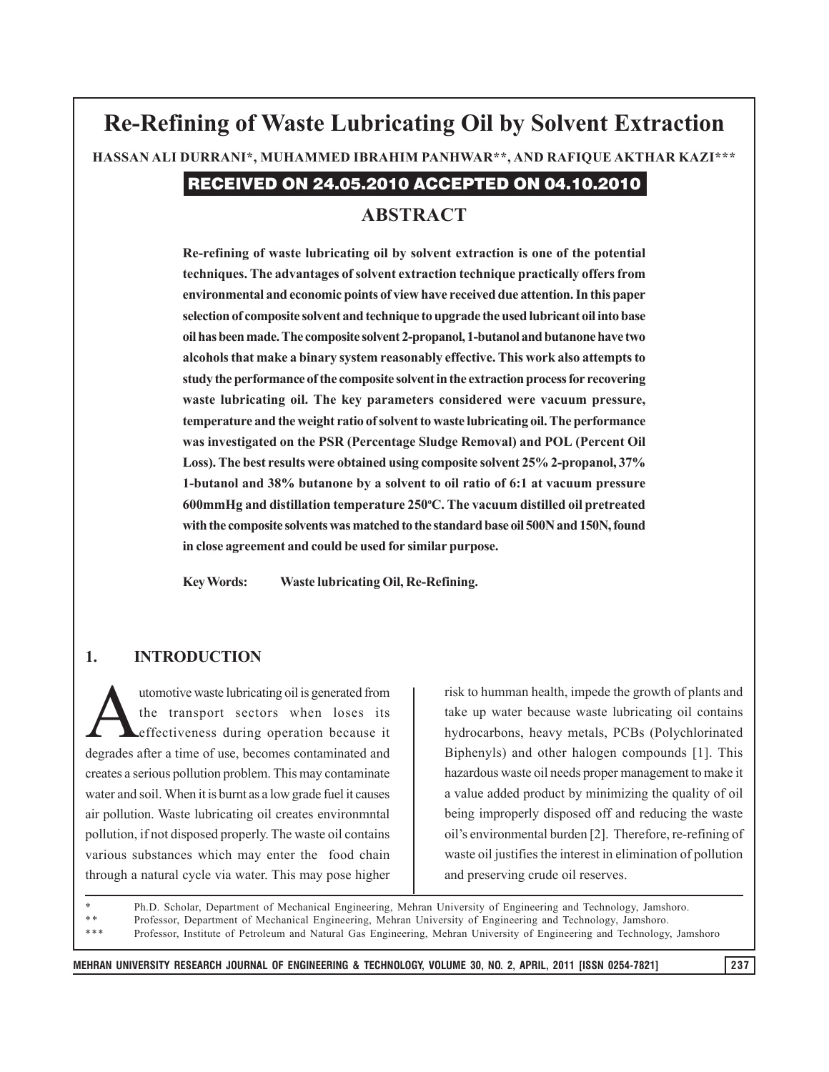# Re-Refining of Waste Lubricating Oil by Solvent Extraction

**HASSAN ALI DURRANI\*, MUHAMMED IBRAHIM PANHWAR\*\*, AND RAFIQUE AKTHAR KAZI\*\*\***

**RECEIVED ON 24.05.2010 ACCEPTED ON 04.10.2010**

## ABSTRACT

**Re-refining of waste lubricating oil by solvent extraction is one of the potential techniques. The advantages of solvent extraction technique practically offers from environmental and economic points of view have received due attention. In this paper selection of composite solvent and technique to upgrade the used lubricant oil into base oil has been made. The composite solvent 2-propanol, 1-butanol and butanone have two alcohols that make a binary system reasonably effective. This work also attempts to study the performance of the composite solvent in the extraction process for recovering waste lubricating oil. The key parameters considered were vacuum pressure, temperature and the weight ratio of solvent to waste lubricating oil. The performance was investigated on the PSR (Percentage Sludge Removal) and POL (Percent Oil Loss). The best results were obtained using composite solvent 25% 2-propanol, 37% 1-butanol and 38% butanone by a solvent to oil ratio of 6:1 at vacuum pressure 600mmHg and distillation temperature 250°C. The vacuum distilled oil pretreated with the composite solvents was matched to the standard base oil 500N and 150N, found in close agreement and could be used for similar purpose.**

**Key Words:** **Waste lubricating Oil, Re-Refining.**

## 1. INTRODUCTION

Automotive waste lubricating oil is generated from the transport sectors when loses its effectiveness during operation because it degrades after a time of use, becomes contaminated and creates a serious pollution problem. This may contaminate water and soil. When it is burnt as a low grade fuel it causes air pollution. Waste lubricating oil creates environmntal pollution, if not disposed properly. The waste oil contains various substances which may enter the food chain through a natural cycle via water. This may pose higher risk to humman health, impede the growth of plants and take up water because waste lubricating oil contains hydrocarbons, heavy metals, PCBs (Polychlorinated Biphenyls) and other halogen compounds [1]. This hazardous waste oil needs proper management to make it a value added product by minimizing the quality of oil being improperly disposed off and reducing the waste oil's environmental burden [2]. Therefore, re-refining of waste oil justifies the interest in elimination of pollution and preserving crude oil reserves.

\* Ph.D. Scholar, Department of Mechanical Engineering, Mehran University of Engineering and Technology, Jamshoro.
\*\* Professor, Department of Mechanical Engineering, Mehran University of Engineering and Technology, Jamshoro.
\*\*\* Professor, Institute of Petroleum and Natural Gas Engineering, Mehran University of Engineering and Technology, Jamshoro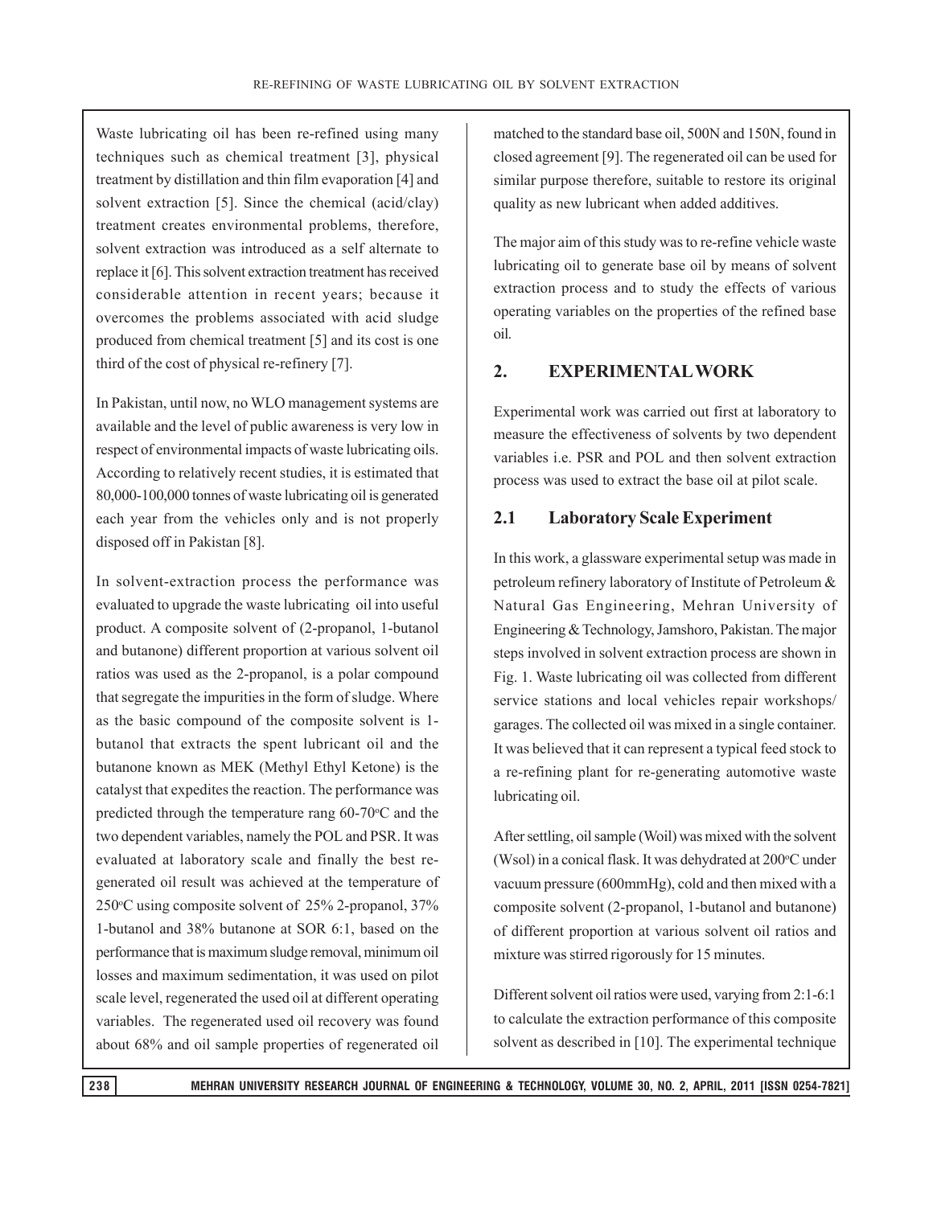Waste lubricating oil has been re-refined using many techniques such as chemical treatment [3], physical treatment by distillation and thin film evaporation [4] and solvent extraction [5]. Since the chemical (acid/clay) treatment creates environmental problems, therefore, solvent extraction was introduced as a self alternate to replace it [6]. This solvent extraction treatment has received considerable attention in recent years; because it overcomes the problems associated with acid sludge produced from chemical treatment [5] and its cost is one third of the cost of physical re-refinery [7].

In Pakistan, until now, no WLO management systems are available and the level of public awareness is very low in respect of environmental impacts of waste lubricating oils. According to relatively recent studies, it is estimated that 80,000-100,000 tonnes of waste lubricating oil is generated each year from the vehicles only and is not properly disposed off in Pakistan [8].

In solvent-extraction process the performance was evaluated to upgrade the waste lubricating oil into useful product. A composite solvent of (2-propanol, 1-butanol and butanone) different proportion at various solvent oil ratios was used as the 2-propanol, is a polar compound that segregate the impurities in the form of sludge. Where as the basic compound of the composite solvent is 1-butanol that extracts the spent lubricant oil and the butanone known as MEK (Methyl Ethyl Ketone) is the catalyst that expedites the reaction. The performance was predicted through the temperature rang 60-70°C and the two dependent variables, namely the POL and PSR. It was evaluated at laboratory scale and finally the best re-generated oil result was achieved at the temperature of 250°C using composite solvent of 25% 2-propanol, 37% 1-butanol and 38% butanone at SOR 6:1, based on the performance that is maximum sludge removal, minimum oil losses and maximum sedimentation, it was used on pilot scale level, regenerated the used oil at different operating variables. The regenerated used oil recovery was found about 68% and oil sample properties of regenerated oil matched to the standard base oil, 500N and 150N, found in closed agreement [9]. The regenerated oil can be used for similar purpose therefore, suitable to restore its original quality as new lubricant when added additives.

The major aim of this study was to re-refine vehicle waste lubricating oil to generate base oil by means of solvent extraction process and to study the effects of various operating variables on the properties of the refined base oil.

## 2. EXPERIMENTAL WORK

Experimental work was carried out first at laboratory to measure the effectiveness of solvents by two dependent variables i.e. PSR and POL and then solvent extraction process was used to extract the base oil at pilot scale.

### 2.1 Laboratory Scale Experiment

In this work, a glassware experimental setup was made in petroleum refinery laboratory of Institute of Petroleum & Natural Gas Engineering, Mehran University of Engineering & Technology, Jamshoro, Pakistan. The major steps involved in solvent extraction process are shown in Fig. 1. Waste lubricating oil was collected from different service stations and local vehicles repair workshops/garages. The collected oil was mixed in a single container. It was believed that it can represent a typical feed stock to a re-refining plant for re-generating automotive waste lubricating oil.

After settling, oil sample (Woil) was mixed with the solvent (Wsol) in a conical flask. It was dehydrated at 200°C under vacuum pressure (600mmHg), cold and then mixed with a composite solvent (2-propanol, 1-butanol and butanone) of different proportion at various solvent oil ratios and mixture was stirred rigorously for 15 minutes.

Different solvent oil ratios were used, varying from 2:1-6:1 to calculate the extraction performance of this composite solvent as described in [10]. The experimental technique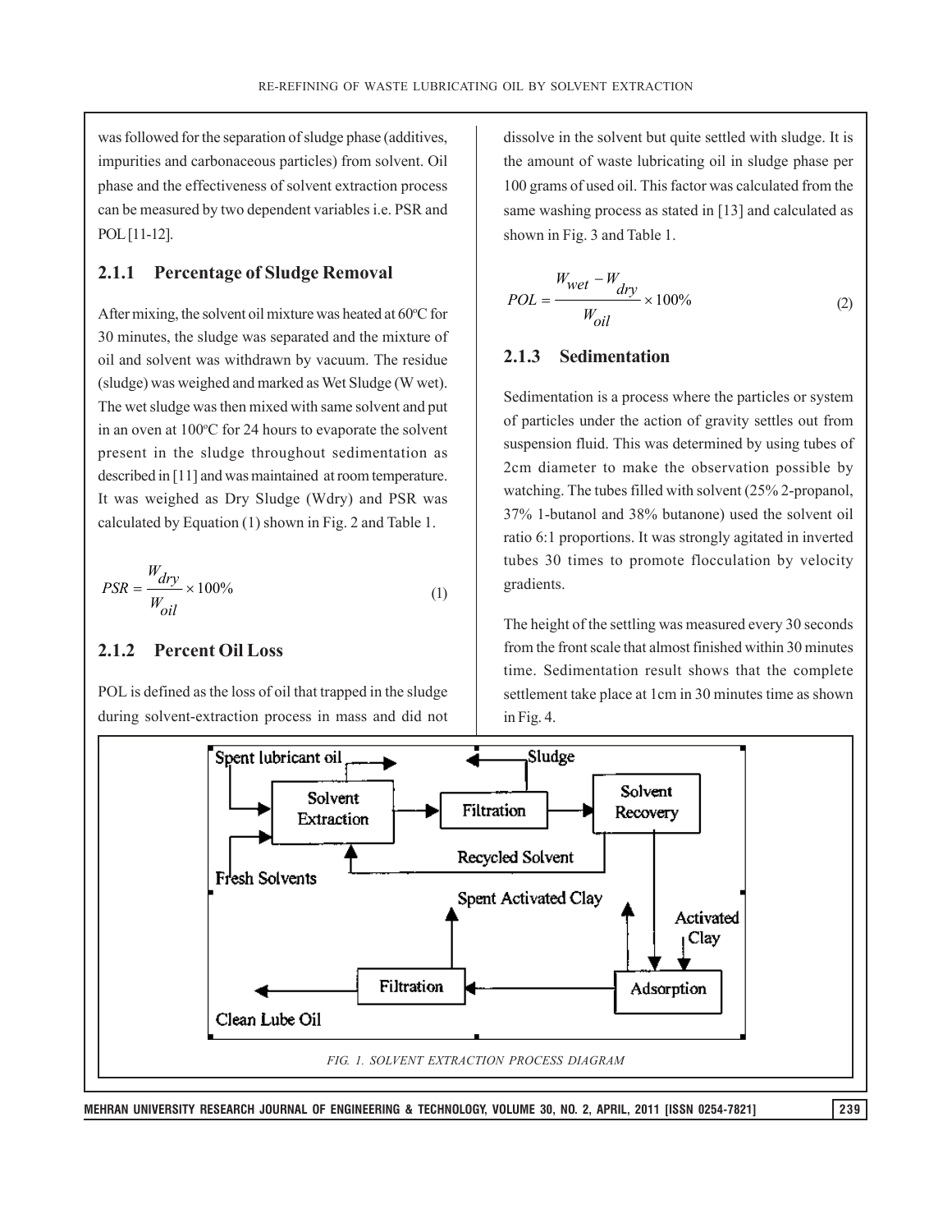was followed for the separation of sludge phase (additives, impurities and carbonaceous particles) from solvent. Oil phase and the effectiveness of solvent extraction process can be measured by two dependent variables i.e. PSR and POL [11-12].

### 2.1.1 Percentage of Sludge Removal

After mixing, the solvent oil mixture was heated at 60°C for 30 minutes, the sludge was separated and the mixture of oil and solvent was withdrawn by vacuum. The residue (sludge) was weighed and marked as Wet Sludge (W wet). The wet sludge was then mixed with same solvent and put in an oven at 100°C for 24 hours to evaporate the solvent present in the sludge throughout sedimentation as described in [11] and was maintained at room temperature. It was weighed as Dry Sludge (Wdry) and PSR was calculated by Equation (1) shown in Fig. 2 and Table 1.

$$PSR = \frac{W_{dry}}{W_{oil}} \times 100\% \tag{1}$$

### 2.1.2 Percent Oil Loss

POL is defined as the loss of oil that trapped in the sludge during solvent-extraction process in mass and did not dissolve in the solvent but quite settled with sludge. It is the amount of waste lubricating oil in sludge phase per 100 grams of used oil. This factor was calculated from the same washing process as stated in [13] and calculated as shown in Fig. 3 and Table 1.

$$POL = \frac{W_{wet} - W_{dry}}{W_{oil}} \times 100\% \tag{2}$$

### 2.1.3 Sedimentation

Sedimentation is a process where the particles or system of particles under the action of gravity settles out from suspension fluid. This was determined by using tubes of 2cm diameter to make the observation possible by watching. The tubes filled with solvent (25% 2-propanol, 37% 1-butanol and 38% butanone) used the solvent oil ratio 6:1 proportions. It was strongly agitated in inverted tubes 30 times to promote flocculation by velocity gradients.

The height of the settling was measured every 30 seconds from the front scale that almost finished within 30 minutes time. Sedimentation result shows that the complete settlement take place at 1cm in 30 minutes time as shown in Fig. 4.

Spent lubricant oil — Solvent Extraction — Filtration — Sludge — Solvent Recovery — Recycled Solvent — Fresh Solvents — Spent Activated Clay — Activated Clay — Adsorption — Filtration — Clean Lube Oil

FIG. 1. SOLVENT EXTRACTION PROCESS DIAGRAM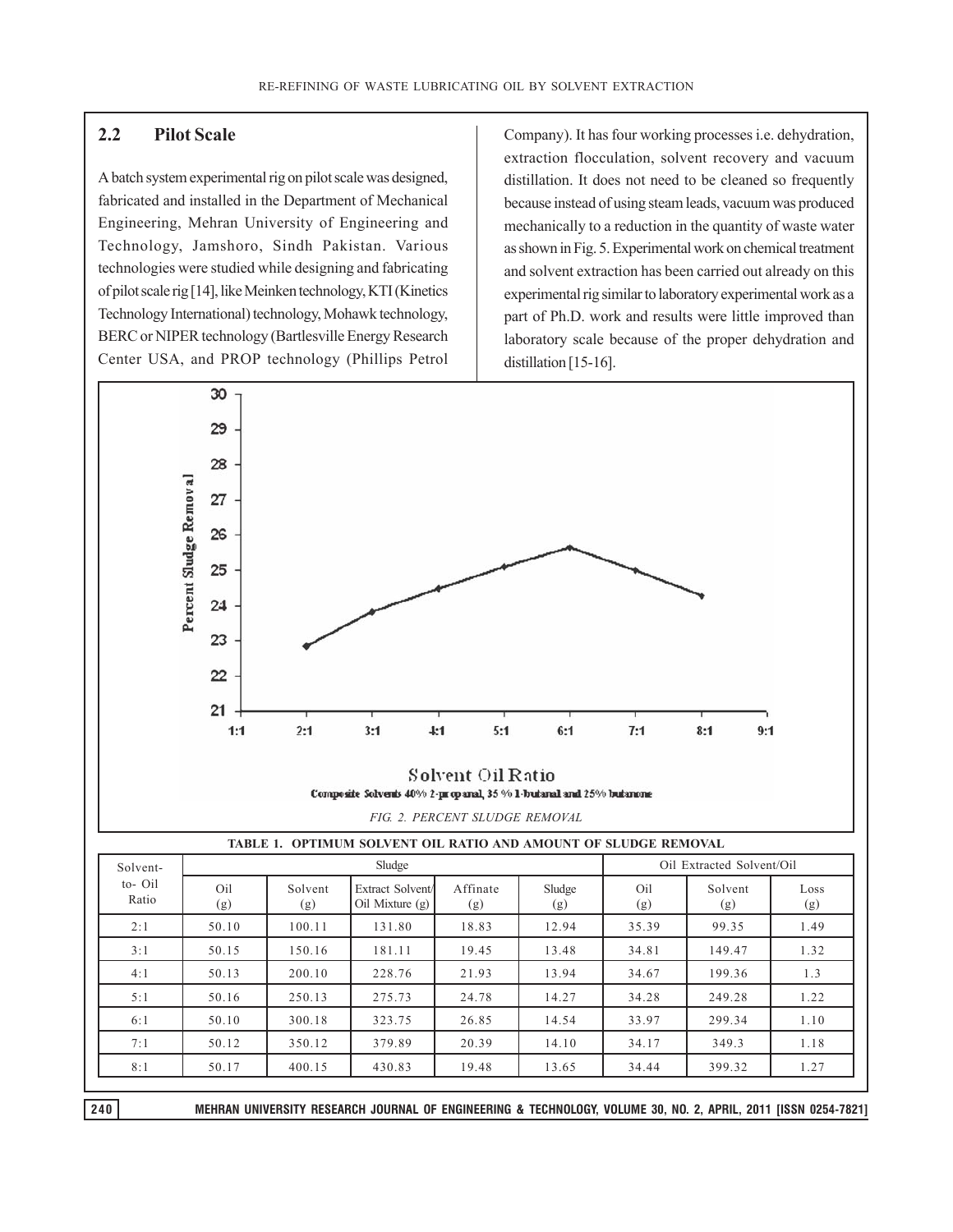## 2.2 Pilot Scale

A batch system experimental rig on pilot scale was designed, fabricated and installed in the Department of Mechanical Engineering, Mehran University of Engineering and Technology, Jamshoro, Sindh Pakistan. Various technologies were studied while designing and fabricating of pilot scale rig [14], like Meinken technology, KTI (Kinetics Technology International) technology, Mohawk technology, BERC or NIPER technology (Bartlesville Energy Research Center USA, and PROP technology (Phillips Petrol Company). It has four working processes i.e. dehydration, extraction flocculation, solvent recovery and vacuum distillation. It does not need to be cleaned so frequently because instead of using steam leads, vacuum was produced mechanically to a reduction in the quantity of waste water as shown in Fig. 5. Experimental work on chemical treatment and solvent extraction has been carried out already on this experimental rig similar to laboratory experimental work as a part of Ph.D. work and results were little improved than laboratory scale because of the proper dehydration and distillation [15-16].

Composite Solvents 40% 2-propanal, 35 % 1-butanal and 25% butanone

*FIG. 2. PERCENT SLUDGE REMOVAL*

**TABLE 1. OPTIMUM SOLVENT OIL RATIO AND AMOUNT OF SLUDGE REMOVAL**

| Solvent-to- Oil Ratio | Sludge | | | | | Oil Extracted Solvent/Oil | | |
|---|---|---|---|---|---|---|---|---|
| | Oil (g) | Solvent (g) | Extract Solvent/ Oil Mixture (g) | Affinate (g) | Sludge (g) | Oil (g) | Solvent (g) | Loss (g) |
| 2:1 | 50.10 | 100.11 | 131.80 | 18.83 | 12.94 | 35.39 | 99.35 | 1.49 |
| 3:1 | 50.15 | 150.16 | 181.11 | 19.45 | 13.48 | 34.81 | 149.47 | 1.32 |
| 4:1 | 50.13 | 200.10 | 228.76 | 21.93 | 13.94 | 34.67 | 199.36 | 1.3 |
| 5:1 | 50.16 | 250.13 | 275.73 | 24.78 | 14.27 | 34.28 | 249.28 | 1.22 |
| 6:1 | 50.10 | 300.18 | 323.75 | 26.85 | 14.54 | 33.97 | 299.34 | 1.10 |
| 7:1 | 50.12 | 350.12 | 379.89 | 20.39 | 14.10 | 34.17 | 349.3 | 1.18 |
| 8:1 | 50.17 | 400.15 | 430.83 | 19.48 | 13.65 | 34.44 | 399.32 | 1.27 |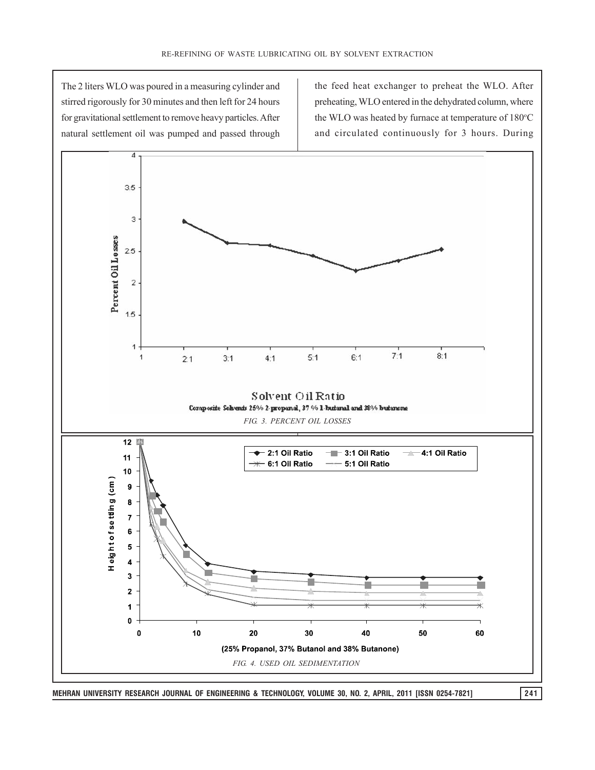The 2 liters WLO was poured in a measuring cylinder and stirred rigorously for 30 minutes and then left for 24 hours for gravitational settlement to remove heavy particles. After natural settlement oil was pumped and passed through the feed heat exchanger to preheat the WLO. After preheating, WLO entered in the dehydrated column, where the WLO was heated by furnace at temperature of 180°C and circulated continuously for 3 hours. During

*FIG. 3. PERCENT OIL LOSSES*

*FIG. 4. USED OIL SEDIMENTATION*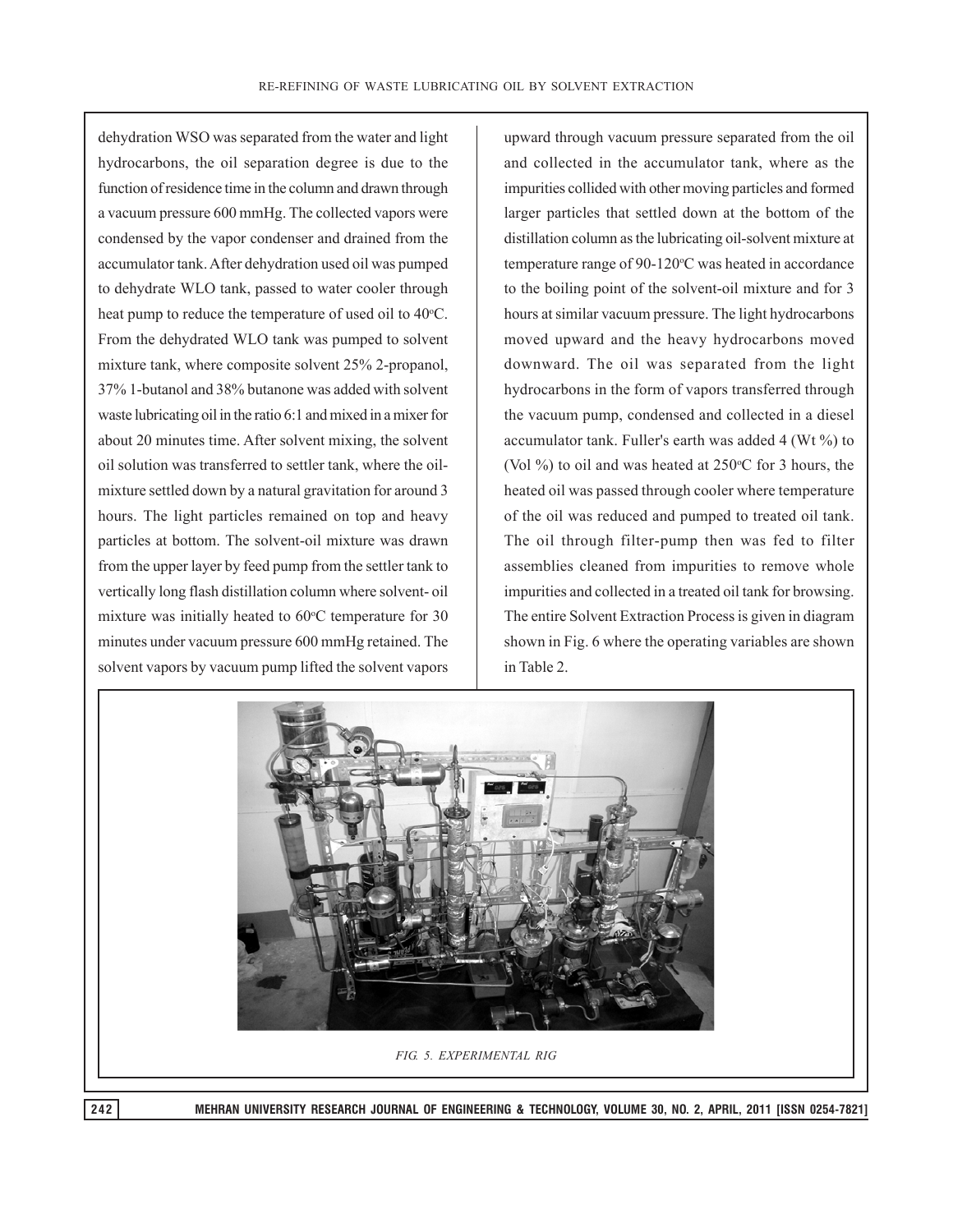dehydration WSO was separated from the water and light hydrocarbons, the oil separation degree is due to the function of residence time in the column and drawn through a vacuum pressure 600 mmHg. The collected vapors were condensed by the vapor condenser and drained from the accumulator tank. After dehydration used oil was pumped to dehydrate WLO tank, passed to water cooler through heat pump to reduce the temperature of used oil to 40°C. From the dehydrated WLO tank was pumped to solvent mixture tank, where composite solvent 25% 2-propanol, 37% 1-butanol and 38% butanone was added with solvent waste lubricating oil in the ratio 6:1 and mixed in a mixer for about 20 minutes time. After solvent mixing, the solvent oil solution was transferred to settler tank, where the oil-mixture settled down by a natural gravitation for around 3 hours. The light particles remained on top and heavy particles at bottom. The solvent-oil mixture was drawn from the upper layer by feed pump from the settler tank to vertically long flash distillation column where solvent- oil mixture was initially heated to 60°C temperature for 30 minutes under vacuum pressure 600 mmHg retained. The solvent vapors by vacuum pump lifted the solvent vapors upward through vacuum pressure separated from the oil and collected in the accumulator tank, where as the impurities collided with other moving particles and formed larger particles that settled down at the bottom of the distillation column as the lubricating oil-solvent mixture at temperature range of 90-120°C was heated in accordance to the boiling point of the solvent-oil mixture and for 3 hours at similar vacuum pressure. The light hydrocarbons moved upward and the heavy hydrocarbons moved downward. The oil was separated from the light hydrocarbons in the form of vapors transferred through the vacuum pump, condensed and collected in a diesel accumulator tank. Fuller's earth was added 4 (Wt %) to (Vol %) to oil and was heated at 250°C for 3 hours, the heated oil was passed through cooler where temperature of the oil was reduced and pumped to treated oil tank. The oil through filter-pump then was fed to filter assemblies cleaned from impurities to remove whole impurities and collected in a treated oil tank for browsing. The entire Solvent Extraction Process is given in diagram shown in Fig. 6 where the operating variables are shown in Table 2.

*FIG. 5. EXPERIMENTAL RIG*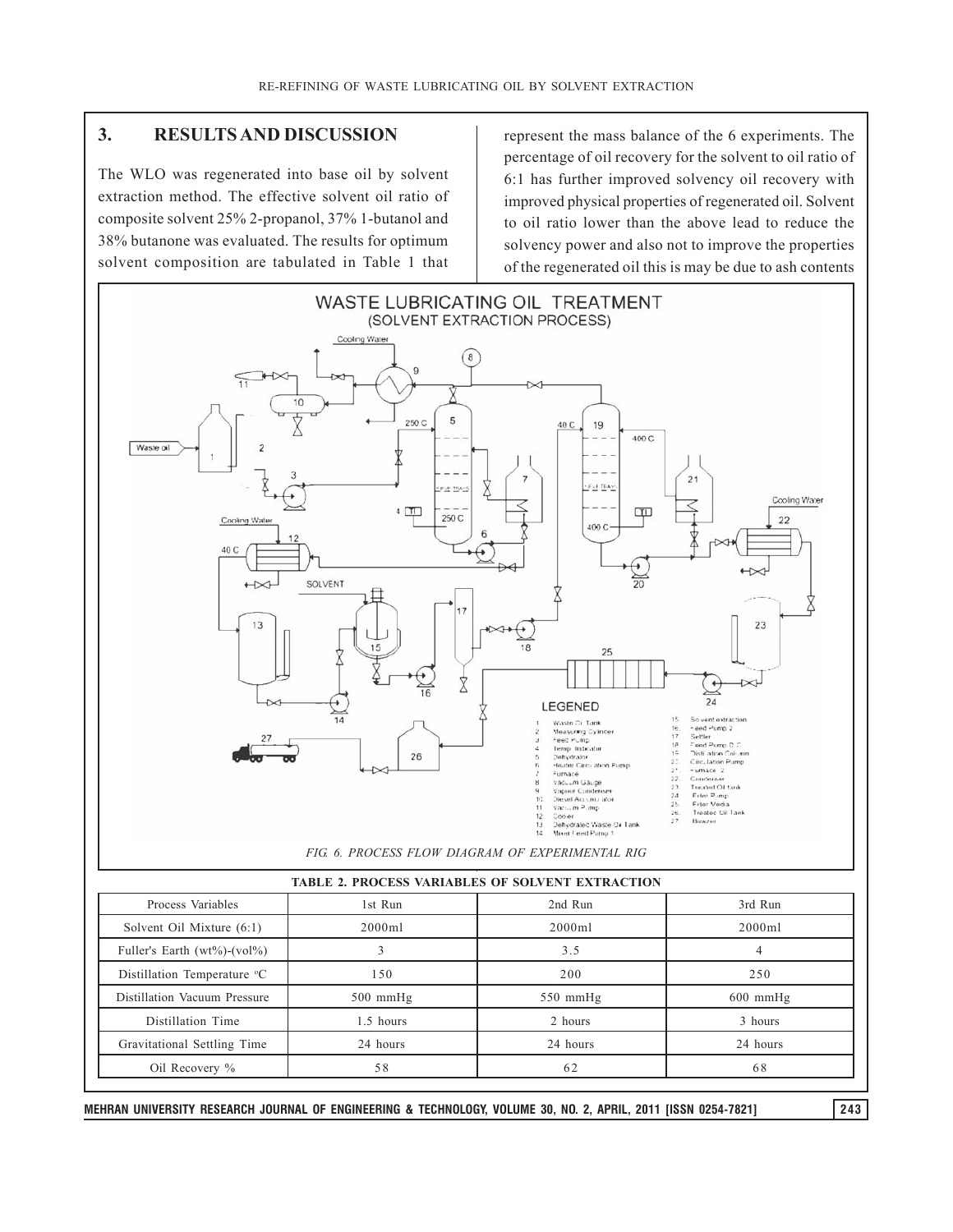## 3. RESULTS AND DISCUSSION

The WLO was regenerated into base oil by solvent extraction method. The effective solvent oil ratio of composite solvent 25% 2-propanol, 37% 1-butanol and 38% butanone was evaluated. The results for optimum solvent composition are tabulated in Table 1 that represent the mass balance of the 6 experiments. The percentage of oil recovery for the solvent to oil ratio of 6:1 has further improved solvency oil recovery with improved physical properties of regenerated oil. Solvent to oil ratio lower than the above lead to reduce the solvency power and also not to improve the properties of the regenerated oil this is may be due to ash contents

*FIG. 6. PROCESS FLOW DIAGRAM OF EXPERIMENTAL RIG*

**TABLE 2. PROCESS VARIABLES OF SOLVENT EXTRACTION**

| Process Variables | 1st Run | 2nd Run | 3rd Run |
|---|---|---|---|
| Solvent Oil Mixture (6:1) | 2000ml | 2000ml | 2000ml |
| Fuller's Earth (wt%)-(vol%) | 3 | 3.5 | 4 |
| Distillation Temperature °C | 150 | 200 | 250 |
| Distillation Vacuum Pressure | 500 mmHg | 550 mmHg | 600 mmHg |
| Distillation Time | 1.5 hours | 2 hours | 3 hours |
| Gravitational Settling Time | 24 hours | 24 hours | 24 hours |
| Oil Recovery % | 58 | 62 | 68 |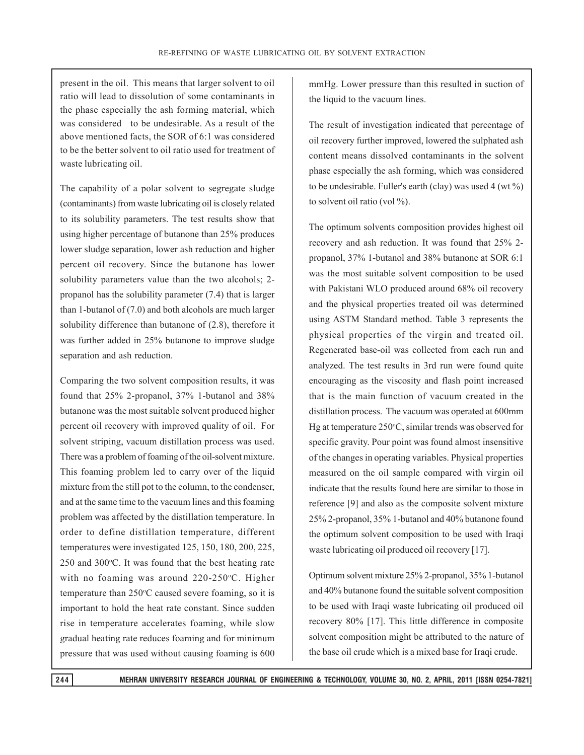present in the oil. This means that larger solvent to oil ratio will lead to dissolution of some contaminants in the phase especially the ash forming material, which was considered to be undesirable. As a result of the above mentioned facts, the SOR of 6:1 was considered to be the better solvent to oil ratio used for treatment of waste lubricating oil.

The capability of a polar solvent to segregate sludge (contaminants) from waste lubricating oil is closely related to its solubility parameters. The test results show that using higher percentage of butanone than 25% produces lower sludge separation, lower ash reduction and higher percent oil recovery. Since the butanone has lower solubility parameters value than the two alcohols; 2-propanol has the solubility parameter (7.4) that is larger than 1-butanol of (7.0) and both alcohols are much larger solubility difference than butanone of (2.8), therefore it was further added in 25% butanone to improve sludge separation and ash reduction.

Comparing the two solvent composition results, it was found that 25% 2-propanol, 37% 1-butanol and 38% butanone was the most suitable solvent produced higher percent oil recovery with improved quality of oil. For solvent striping, vacuum distillation process was used. There was a problem of foaming of the oil-solvent mixture. This foaming problem led to carry over of the liquid mixture from the still pot to the column, to the condenser, and at the same time to the vacuum lines and this foaming problem was affected by the distillation temperature. In order to define distillation temperature, different temperatures were investigated 125, 150, 180, 200, 225, 250 and 300°C. It was found that the best heating rate with no foaming was around 220-250°C. Higher temperature than 250°C caused severe foaming, so it is important to hold the heat rate constant. Since sudden rise in temperature accelerates foaming, while slow gradual heating rate reduces foaming and for minimum pressure that was used without causing foaming is 600 mmHg. Lower pressure than this resulted in suction of the liquid to the vacuum lines.

The result of investigation indicated that percentage of oil recovery further improved, lowered the sulphated ash content means dissolved contaminants in the solvent phase especially the ash forming, which was considered to be undesirable. Fuller's earth (clay) was used 4 (wt %) to solvent oil ratio (vol %).

The optimum solvents composition provides highest oil recovery and ash reduction. It was found that 25% 2-propanol, 37% 1-butanol and 38% butanone at SOR 6:1 was the most suitable solvent composition to be used with Pakistani WLO produced around 68% oil recovery and the physical properties treated oil was determined using ASTM Standard method. Table 3 represents the physical properties of the virgin and treated oil. Regenerated base-oil was collected from each run and analyzed. The test results in 3rd run were found quite encouraging as the viscosity and flash point increased that is the main function of vacuum created in the distillation process. The vacuum was operated at 600mm Hg at temperature 250°C, similar trends was observed for specific gravity. Pour point was found almost insensitive of the changes in operating variables. Physical properties measured on the oil sample compared with virgin oil indicate that the results found here are similar to those in reference [9] and also as the composite solvent mixture 25% 2-propanol, 35% 1-butanol and 40% butanone found the optimum solvent composition to be used with Iraqi waste lubricating oil produced oil recovery [17].

Optimum solvent mixture 25% 2-propanol, 35% 1-butanol and 40% butanone found the suitable solvent composition to be used with Iraqi waste lubricating oil produced oil recovery 80% [17]. This little difference in composite solvent composition might be attributed to the nature of the base oil crude which is a mixed base for Iraqi crude.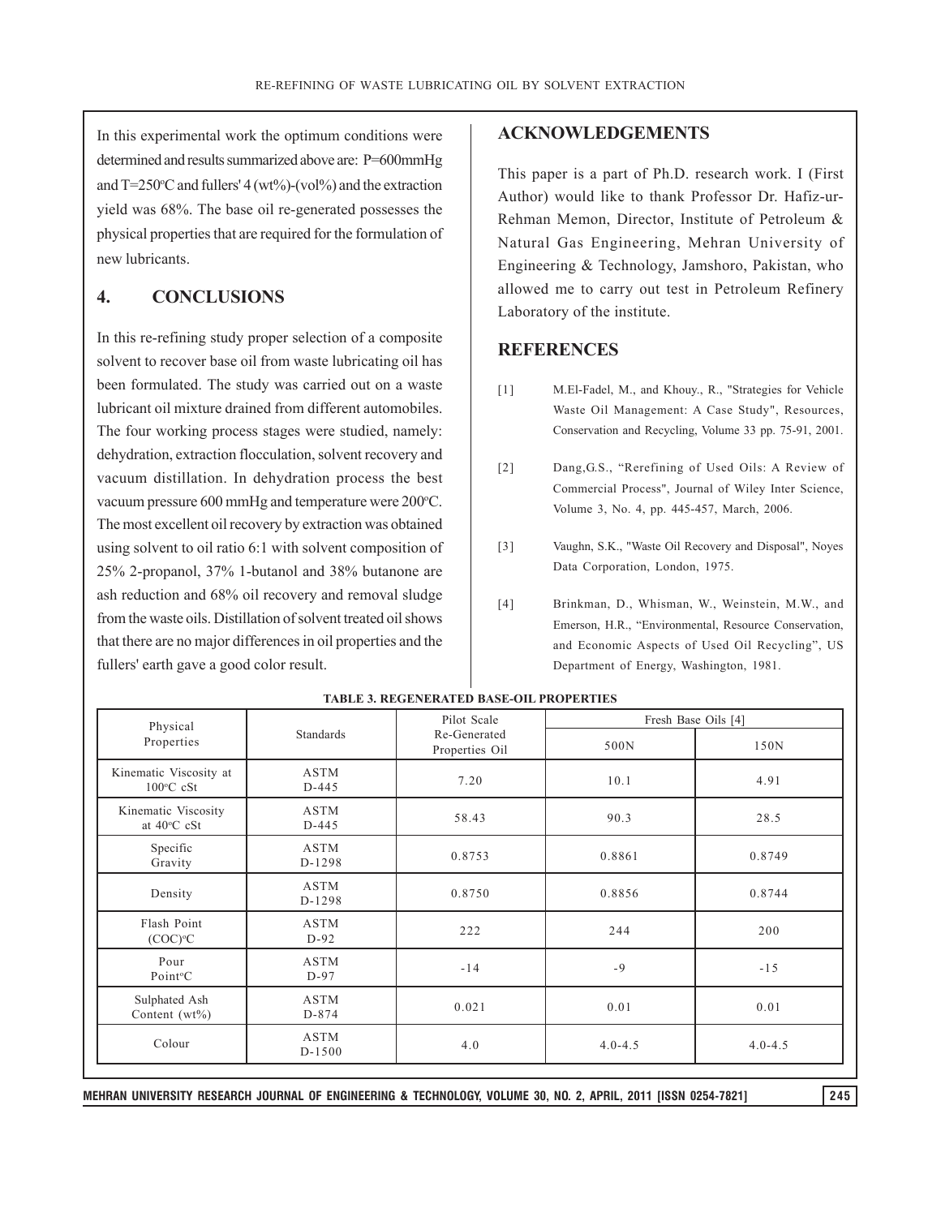In this experimental work the optimum conditions were determined and results summarized above are: P=600mmHg and T=250°C and fullers' 4 (wt%)-(vol%) and the extraction yield was 68%. The base oil re-generated possesses the physical properties that are required for the formulation of new lubricants.

## 4. CONCLUSIONS

In this re-refining study proper selection of a composite solvent to recover base oil from waste lubricating oil has been formulated. The study was carried out on a waste lubricant oil mixture drained from different automobiles. The four working process stages were studied, namely: dehydration, extraction flocculation, solvent recovery and vacuum distillation. In dehydration process the best vacuum pressure 600 mmHg and temperature were 200°C. The most excellent oil recovery by extraction was obtained using solvent to oil ratio 6:1 with solvent composition of 25% 2-propanol, 37% 1-butanol and 38% butanone are ash reduction and 68% oil recovery and removal sludge from the waste oils. Distillation of solvent treated oil shows that there are no major differences in oil properties and the fullers' earth gave a good color result.

## ACKNOWLEDGEMENTS

This paper is a part of Ph.D. research work. I (First Author) would like to thank Professor Dr. Hafiz-ur-Rehman Memon, Director, Institute of Petroleum & Natural Gas Engineering, Mehran University of Engineering & Technology, Jamshoro, Pakistan, who allowed me to carry out test in Petroleum Refinery Laboratory of the institute.

## REFERENCES

[1] M.El-Fadel, M., and Khouy., R., "Strategies for Vehicle Waste Oil Management: A Case Study", Resources, Conservation and Recycling, Volume 33 pp. 75-91, 2001.

[2] Dang,G.S., "Rerefining of Used Oils: A Review of Commercial Process", Journal of Wiley Inter Science, Volume 3, No. 4, pp. 445-457, March, 2006.

[3] Vaughn, S.K., "Waste Oil Recovery and Disposal", Noyes Data Corporation, London, 1975.

[4] Brinkman, D., Whisman, W., Weinstein, M.W., and Emerson, H.R., "Environmental, Resource Conservation, and Economic Aspects of Used Oil Recycling", US Department of Energy, Washington, 1981.

**TABLE 3. REGENERATED BASE-OIL PROPERTIES**

| Physical Properties | Standards | Pilot Scale Re-Generated Properties Oil | Fresh Base Oils [4] | |
|---|---|---|---|---|
| | | | 500N | 150N |
| Kinematic Viscosity at 100°C cSt | ASTM D-445 | 7.20 | 10.1 | 4.91 |
| Kinematic Viscosity at 40°C cSt | ASTM D-445 | 58.43 | 90.3 | 28.5 |
| Specific Gravity | ASTM D-1298 | 0.8753 | 0.8861 | 0.8749 |
| Density | ASTM D-1298 | 0.8750 | 0.8856 | 0.8744 |
| Flash Point (COC)°C | ASTM D-92 | 222 | 244 | 200 |
| Pour Point°C | ASTM D-97 | -14 | -9 | -15 |
| Sulphated Ash Content (wt%) | ASTM D-874 | 0.021 | 0.01 | 0.01 |
| Colour | ASTM D-1500 | 4.0 | 4.0-4.5 | 4.0-4.5 |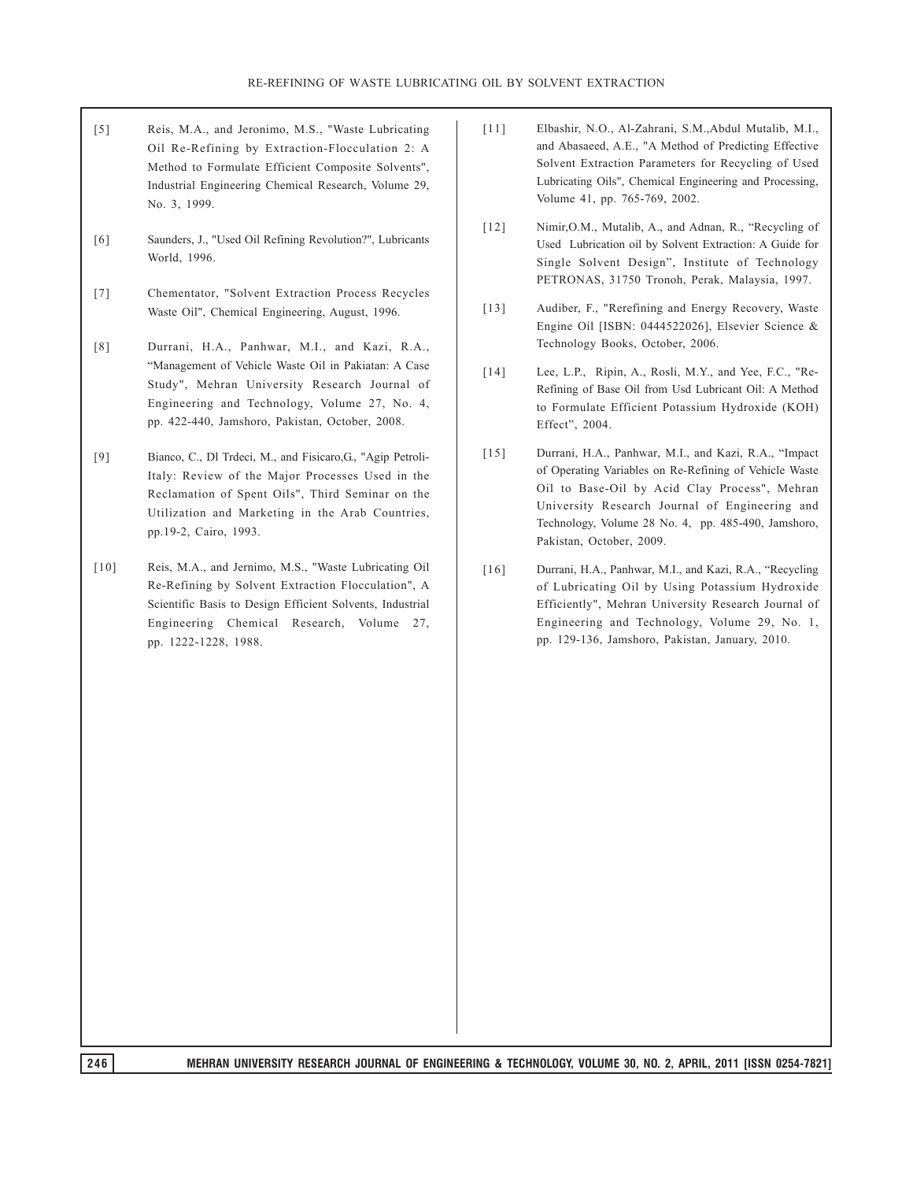[5] Reis, M.A., and Jeronimo, M.S., "Waste Lubricating Oil Re-Refining by Extraction-Flocculation 2: A Method to Formulate Efficient Composite Solvents", Industrial Engineering Chemical Research, Volume 29, No. 3, 1999.

[6] Saunders, J., "Used Oil Refining Revolution?", Lubricants World, 1996.

[7] Chementator, "Solvent Extraction Process Recycles Waste Oil", Chemical Engineering, August, 1996.

[8] Durrani, H.A., Panhwar, M.I., and Kazi, R.A., "Management of Vehicle Waste Oil in Pakiatan: A Case Study", Mehran University Research Journal of Engineering and Technology, Volume 27, No. 4, pp. 422-440, Jamshoro, Pakistan, October, 2008.

[9] Bianco, C., Dl Trdeci, M., and Fisicaro,G., "Agip Petroli-Italy: Review of the Major Processes Used in the Reclamation of Spent Oils", Third Seminar on the Utilization and Marketing in the Arab Countries, pp.19-2, Cairo, 1993.

[10] Reis, M.A., and Jernimo, M.S., "Waste Lubricating Oil Re-Refining by Solvent Extraction Flocculation", A Scientific Basis to Design Efficient Solvents, Industrial Engineering Chemical Research, Volume 27, pp. 1222-1228, 1988.

[11] Elbashir, N.O., Al-Zahrani, S.M.,Abdul Mutalib, M.I., and Abasaeed, A.E., "A Method of Predicting Effective Solvent Extraction Parameters for Recycling of Used Lubricating Oils", Chemical Engineering and Processing, Volume 41, pp. 765-769, 2002.

[12] Nimir,O.M., Mutalib, A., and Adnan, R., "Recycling of Used Lubrication oil by Solvent Extraction: A Guide for Single Solvent Design", Institute of Technology PETRONAS, 31750 Tronoh, Perak, Malaysia, 1997.

[13] Audiber, F., "Rerefining and Energy Recovery, Waste Engine Oil [ISBN: 0444522026], Elsevier Science & Technology Books, October, 2006.

[14] Lee, L.P., Ripin, A., Rosli, M.Y., and Yee, F.C., "Re-Refining of Base Oil from Usd Lubricant Oil: A Method to Formulate Efficient Potassium Hydroxide (KOH) Effect", 2004.

[15] Durrani, H.A., Panhwar, M.I., and Kazi, R.A., "Impact of Operating Variables on Re-Refining of Vehicle Waste Oil to Base-Oil by Acid Clay Process", Mehran University Research Journal of Engineering and Technology, Volume 28 No. 4, pp. 485-490, Jamshoro, Pakistan, October, 2009.

[16] Durrani, H.A., Panhwar, M.I., and Kazi, R.A., "Recycling of Lubricating Oil by Using Potassium Hydroxide Efficiently", Mehran University Research Journal of Engineering and Technology, Volume 29, No. 1, pp. 129-136, Jamshoro, Pakistan, January, 2010.